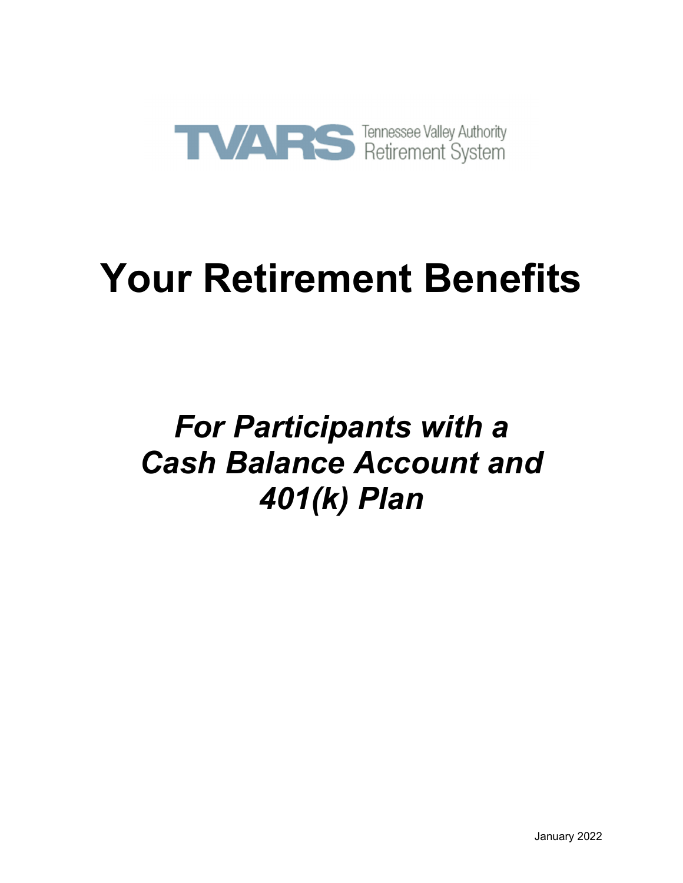TVARS Tennessee Valley Authority Retirement System

# Your Retirement Benefits

## *For Participants with a Cash Balance Account and 401(k) Plan*

January 2022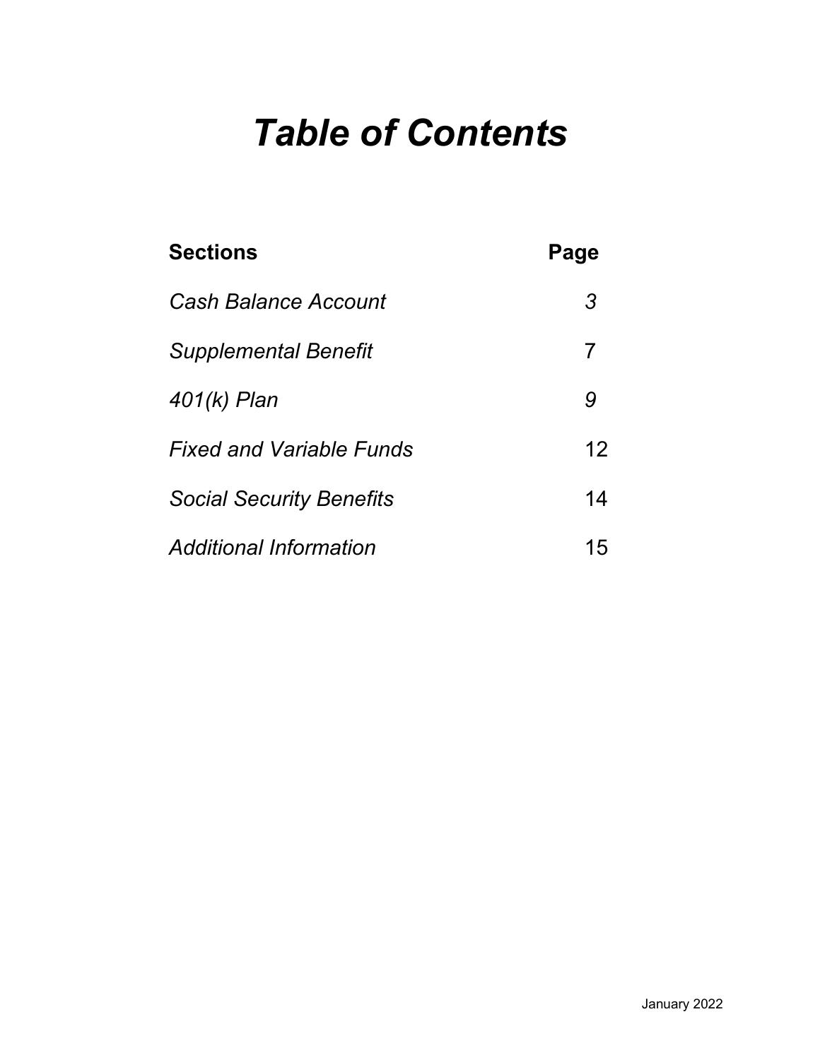# *Table of Contents*

| **Sections** | **Page** |
|---|---|
| *Cash Balance Account* | *3* |
| *Supplemental Benefit* | 7 |
| *401(k) Plan* | *9* |
| *Fixed and Variable Funds* | 12 |
| *Social Security Benefits* | 14 |
| *Additional Information* | 15 |

January 2022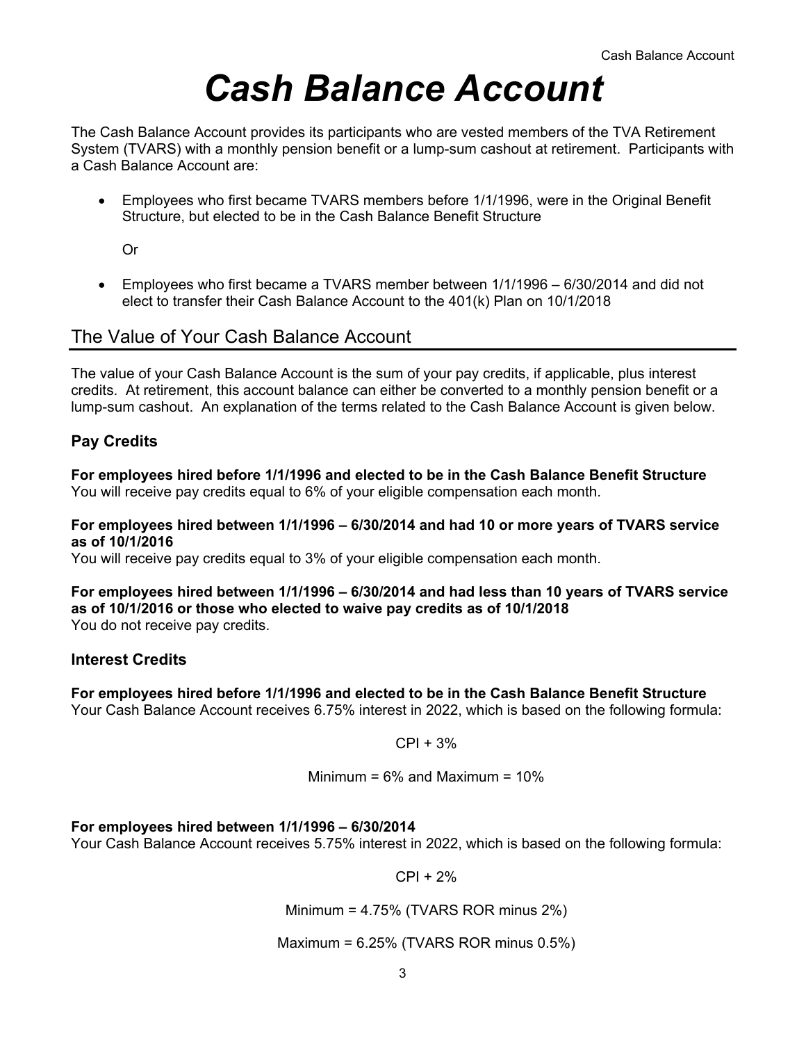# Cash Balance Account

The Cash Balance Account provides its participants who are vested members of the TVA Retirement System (TVARS) with a monthly pension benefit or a lump-sum cashout at retirement. Participants with a Cash Balance Account are:

- Employees who first became TVARS members before 1/1/1996, were in the Original Benefit Structure, but elected to be in the Cash Balance Benefit Structure

  Or

- Employees who first became a TVARS member between 1/1/1996 – 6/30/2014 and did not elect to transfer their Cash Balance Account to the 401(k) Plan on 10/1/2018

## The Value of Your Cash Balance Account

The value of your Cash Balance Account is the sum of your pay credits, if applicable, plus interest credits. At retirement, this account balance can either be converted to a monthly pension benefit or a lump-sum cashout. An explanation of the terms related to the Cash Balance Account is given below.

### Pay Credits

**For employees hired before 1/1/1996 and elected to be in the Cash Balance Benefit Structure**
You will receive pay credits equal to 6% of your eligible compensation each month.

**For employees hired between 1/1/1996 – 6/30/2014 and had 10 or more years of TVARS service as of 10/1/2016**
You will receive pay credits equal to 3% of your eligible compensation each month.

**For employees hired between 1/1/1996 – 6/30/2014 and had less than 10 years of TVARS service as of 10/1/2016 or those who elected to waive pay credits as of 10/1/2018**
You do not receive pay credits.

### Interest Credits

**For employees hired before 1/1/1996 and elected to be in the Cash Balance Benefit Structure**
Your Cash Balance Account receives 6.75% interest in 2022, which is based on the following formula:

CPI + 3%

Minimum = 6% and Maximum = 10%

**For employees hired between 1/1/1996 – 6/30/2014**
Your Cash Balance Account receives 5.75% interest in 2022, which is based on the following formula:

CPI + 2%

Minimum = 4.75% (TVARS ROR minus 2%)

Maximum = 6.25% (TVARS ROR minus 0.5%)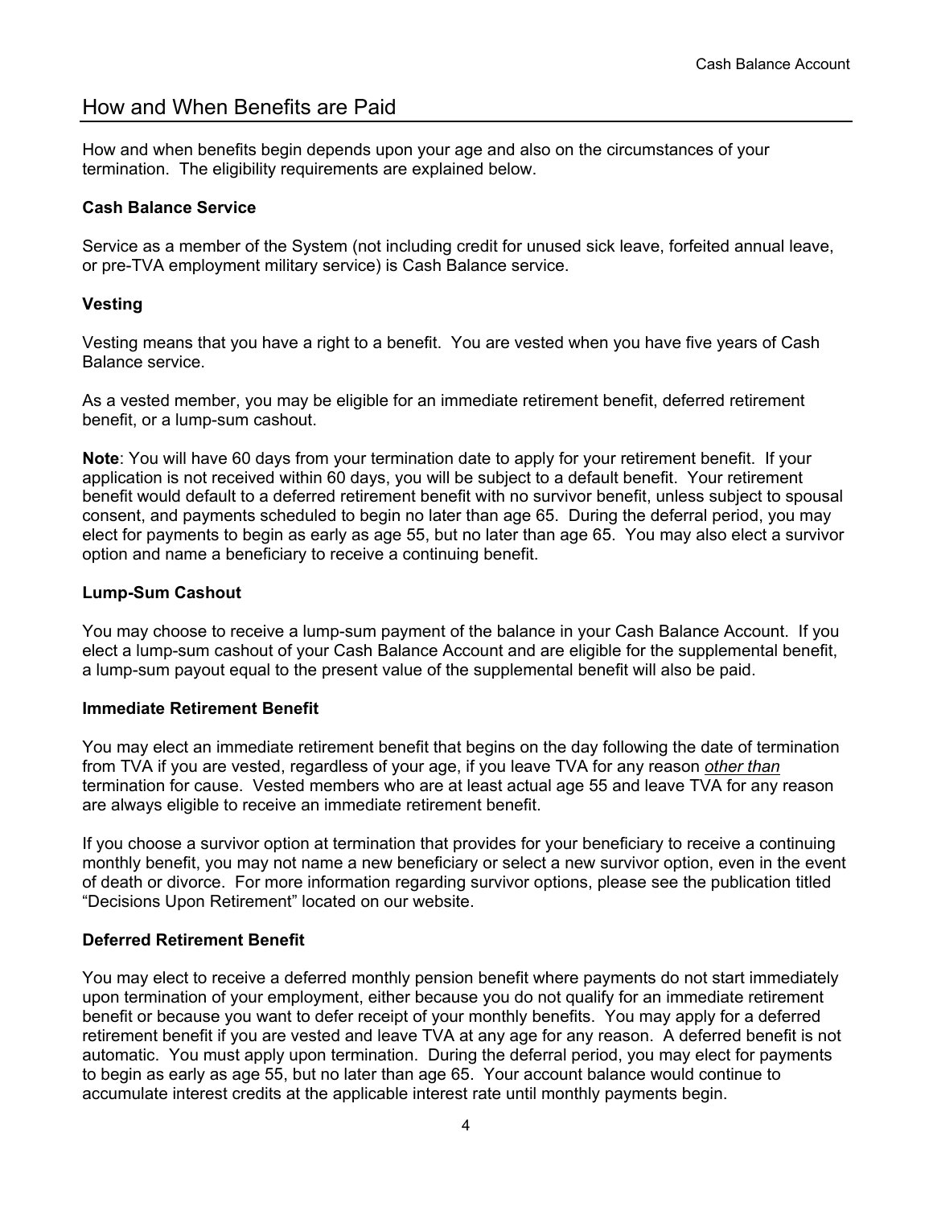## How and When Benefits are Paid

How and when benefits begin depends upon your age and also on the circumstances of your termination. The eligibility requirements are explained below.

**Cash Balance Service**

Service as a member of the System (not including credit for unused sick leave, forfeited annual leave, or pre-TVA employment military service) is Cash Balance service.

**Vesting**

Vesting means that you have a right to a benefit. You are vested when you have five years of Cash Balance service.

As a vested member, you may be eligible for an immediate retirement benefit, deferred retirement benefit, or a lump-sum cashout.

**Note**: You will have 60 days from your termination date to apply for your retirement benefit. If your application is not received within 60 days, you will be subject to a default benefit. Your retirement benefit would default to a deferred retirement benefit with no survivor benefit, unless subject to spousal consent, and payments scheduled to begin no later than age 65. During the deferral period, you may elect for payments to begin as early as age 55, but no later than age 65. You may also elect a survivor option and name a beneficiary to receive a continuing benefit.

**Lump-Sum Cashout**

You may choose to receive a lump-sum payment of the balance in your Cash Balance Account. If you elect a lump-sum cashout of your Cash Balance Account and are eligible for the supplemental benefit, a lump-sum payout equal to the present value of the supplemental benefit will also be paid.

**Immediate Retirement Benefit**

You may elect an immediate retirement benefit that begins on the day following the date of termination from TVA if you are vested, regardless of your age, if you leave TVA for any reason ***other than*** termination for cause. Vested members who are at least actual age 55 and leave TVA for any reason are always eligible to receive an immediate retirement benefit.

If you choose a survivor option at termination that provides for your beneficiary to receive a continuing monthly benefit, you may not name a new beneficiary or select a new survivor option, even in the event of death or divorce. For more information regarding survivor options, please see the publication titled "Decisions Upon Retirement" located on our website.

**Deferred Retirement Benefit**

You may elect to receive a deferred monthly pension benefit where payments do not start immediately upon termination of your employment, either because you do not qualify for an immediate retirement benefit or because you want to defer receipt of your monthly benefits. You may apply for a deferred retirement benefit if you are vested and leave TVA at any age for any reason. A deferred benefit is not automatic. You must apply upon termination. During the deferral period, you may elect for payments to begin as early as age 55, but no later than age 65. Your account balance would continue to accumulate interest credits at the applicable interest rate until monthly payments begin.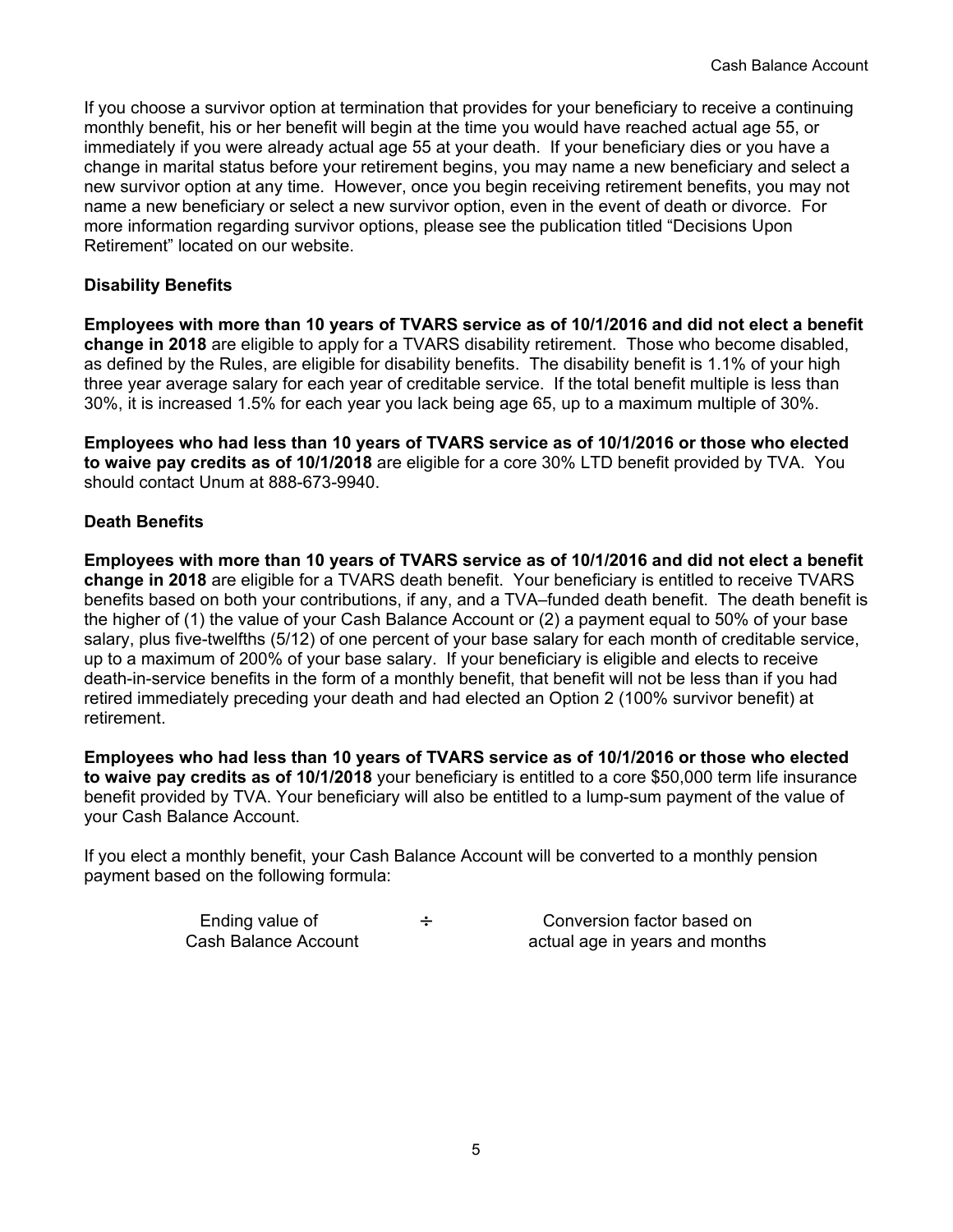If you choose a survivor option at termination that provides for your beneficiary to receive a continuing monthly benefit, his or her benefit will begin at the time you would have reached actual age 55, or immediately if you were already actual age 55 at your death. If your beneficiary dies or you have a change in marital status before your retirement begins, you may name a new beneficiary and select a new survivor option at any time. However, once you begin receiving retirement benefits, you may not name a new beneficiary or select a new survivor option, even in the event of death or divorce. For more information regarding survivor options, please see the publication titled "Decisions Upon Retirement" located on our website.

**Disability Benefits**

**Employees with more than 10 years of TVARS service as of 10/1/2016 and did not elect a benefit change in 2018** are eligible to apply for a TVARS disability retirement. Those who become disabled, as defined by the Rules, are eligible for disability benefits. The disability benefit is 1.1% of your high three year average salary for each year of creditable service. If the total benefit multiple is less than 30%, it is increased 1.5% for each year you lack being age 65, up to a maximum multiple of 30%.

**Employees who had less than 10 years of TVARS service as of 10/1/2016 or those who elected to waive pay credits as of 10/1/2018** are eligible for a core 30% LTD benefit provided by TVA. You should contact Unum at 888-673-9940.

**Death Benefits**

**Employees with more than 10 years of TVARS service as of 10/1/2016 and did not elect a benefit change in 2018** are eligible for a TVARS death benefit. Your beneficiary is entitled to receive TVARS benefits based on both your contributions, if any, and a TVA–funded death benefit. The death benefit is the higher of (1) the value of your Cash Balance Account or (2) a payment equal to 50% of your base salary, plus five-twelfths (5/12) of one percent of your base salary for each month of creditable service, up to a maximum of 200% of your base salary. If your beneficiary is eligible and elects to receive death-in-service benefits in the form of a monthly benefit, that benefit will not be less than if you had retired immediately preceding your death and had elected an Option 2 (100% survivor benefit) at retirement.

**Employees who had less than 10 years of TVARS service as of 10/1/2016 or those who elected to waive pay credits as of 10/1/2018** your beneficiary is entitled to a core $50,000 term life insurance benefit provided by TVA. Your beneficiary will also be entitled to a lump-sum payment of the value of your Cash Balance Account.

If you elect a monthly benefit, your Cash Balance Account will be converted to a monthly pension payment based on the following formula:

$$\frac{\text{Ending value of Cash Balance Account}}{\text{Conversion factor based on actual age in years and months}}$$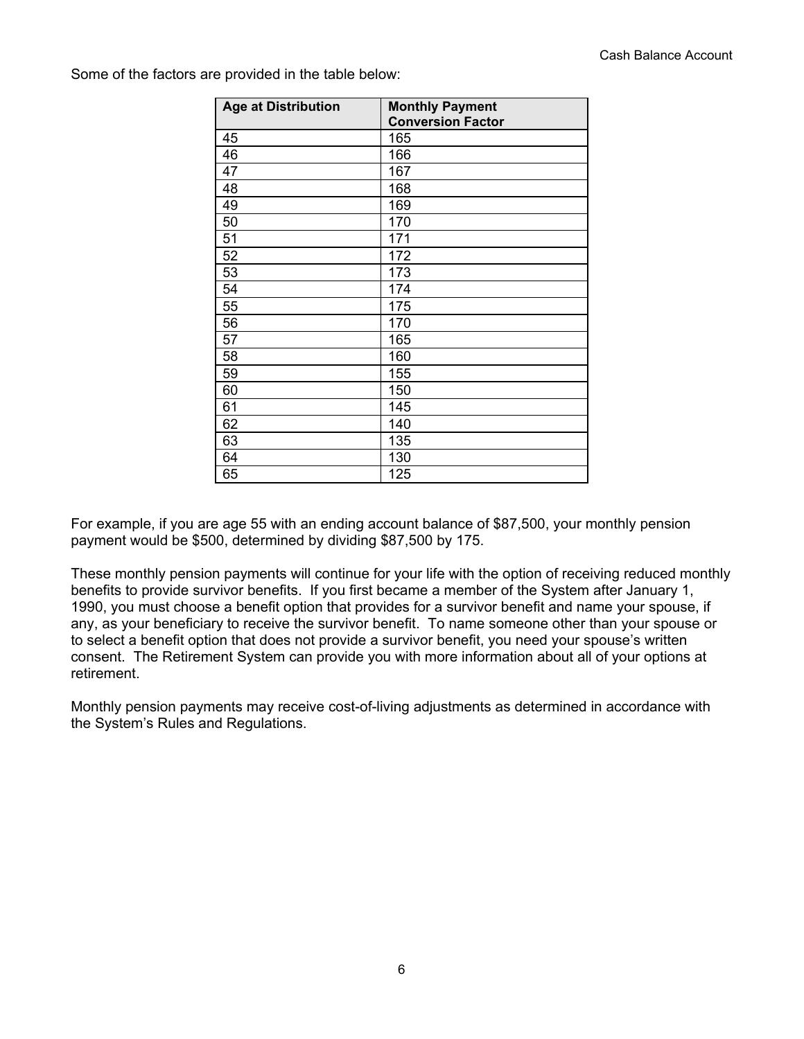Some of the factors are provided in the table below:

| Age at Distribution | Monthly Payment Conversion Factor |
|---|---|
| 45 | 165 |
| 46 | 166 |
| 47 | 167 |
| 48 | 168 |
| 49 | 169 |
| 50 | 170 |
| 51 | 171 |
| 52 | 172 |
| 53 | 173 |
| 54 | 174 |
| 55 | 175 |
| 56 | 170 |
| 57 | 165 |
| 58 | 160 |
| 59 | 155 |
| 60 | 150 |
| 61 | 145 |
| 62 | 140 |
| 63 | 135 |
| 64 | 130 |
| 65 | 125 |

For example, if you are age 55 with an ending account balance of $87,500, your monthly pension payment would be $500, determined by dividing $87,500 by 175.

These monthly pension payments will continue for your life with the option of receiving reduced monthly benefits to provide survivor benefits. If you first became a member of the System after January 1, 1990, you must choose a benefit option that provides for a survivor benefit and name your spouse, if any, as your beneficiary to receive the survivor benefit. To name someone other than your spouse or to select a benefit option that does not provide a survivor benefit, you need your spouse's written consent. The Retirement System can provide you with more information about all of your options at retirement.

Monthly pension payments may receive cost-of-living adjustments as determined in accordance with the System's Rules and Regulations.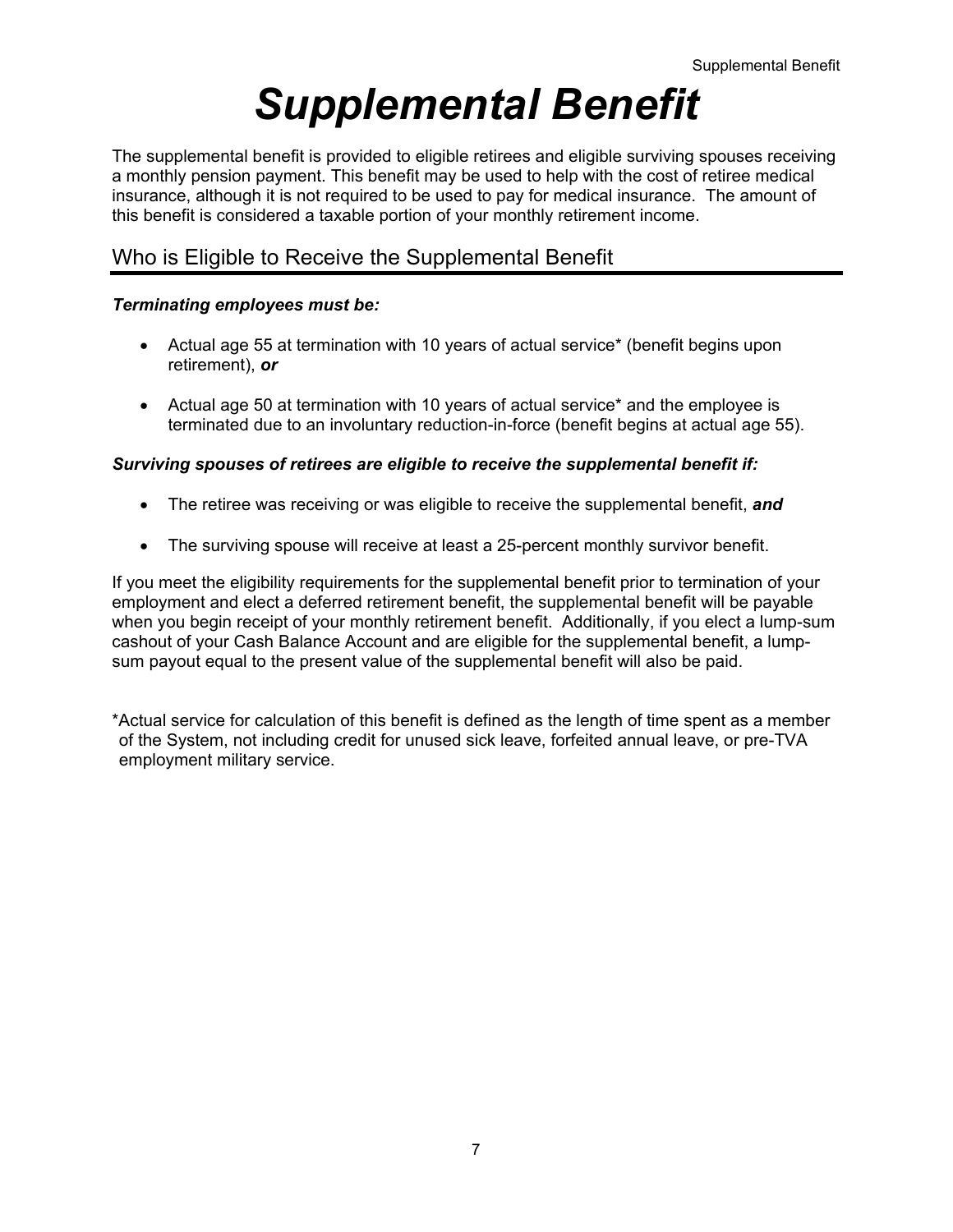# Supplemental Benefit

The supplemental benefit is provided to eligible retirees and eligible surviving spouses receiving a monthly pension payment. This benefit may be used to help with the cost of retiree medical insurance, although it is not required to be used to pay for medical insurance. The amount of this benefit is considered a taxable portion of your monthly retirement income.

## Who is Eligible to Receive the Supplemental Benefit

***Terminating employees must be:***

- Actual age 55 at termination with 10 years of actual service* (benefit begins upon retirement), ***or***
- Actual age 50 at termination with 10 years of actual service* and the employee is terminated due to an involuntary reduction-in-force (benefit begins at actual age 55).

***Surviving spouses of retirees are eligible to receive the supplemental benefit if:***

- The retiree was receiving or was eligible to receive the supplemental benefit, ***and***
- The surviving spouse will receive at least a 25-percent monthly survivor benefit.

If you meet the eligibility requirements for the supplemental benefit prior to termination of your employment and elect a deferred retirement benefit, the supplemental benefit will be payable when you begin receipt of your monthly retirement benefit. Additionally, if you elect a lump-sum cashout of your Cash Balance Account and are eligible for the supplemental benefit, a lump-sum payout equal to the present value of the supplemental benefit will also be paid.

*Actual service for calculation of this benefit is defined as the length of time spent as a member of the System, not including credit for unused sick leave, forfeited annual leave, or pre-TVA employment military service.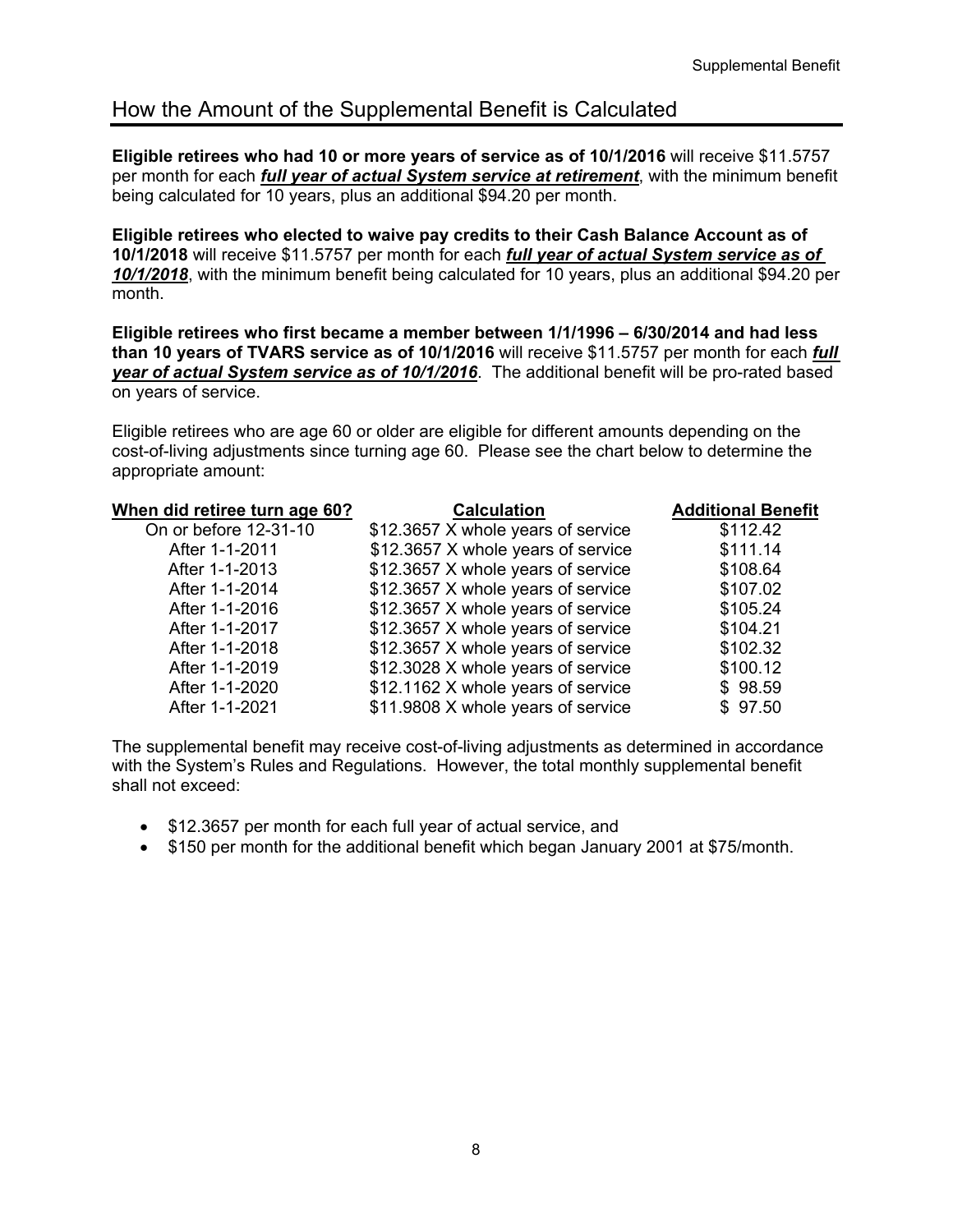## How the Amount of the Supplemental Benefit is Calculated

**Eligible retirees who had 10 or more years of service as of 10/1/2016** will receive $11.5757 per month for each ***full year of actual System service at retirement***, with the minimum benefit being calculated for 10 years, plus an additional $94.20 per month.

**Eligible retirees who elected to waive pay credits to their Cash Balance Account as of 10/1/2018** will receive $11.5757 per month for each ***full year of actual System service as of 10/1/2018***, with the minimum benefit being calculated for 10 years, plus an additional $94.20 per month.

**Eligible retirees who first became a member between 1/1/1996 – 6/30/2014 and had less than 10 years of TVARS service as of 10/1/2016** will receive $11.5757 per month for each ***full year of actual System service as of 10/1/2016***. The additional benefit will be pro-rated based on years of service.

Eligible retirees who are age 60 or older are eligible for different amounts depending on the cost-of-living adjustments since turning age 60. Please see the chart below to determine the appropriate amount:

| When did retiree turn age 60? | Calculation | Additional Benefit |
|---|---|---|
| On or before 12-31-10 | $12.3657 X whole years of service | $112.42 |
| After 1-1-2011 | $12.3657 X whole years of service | $111.14 |
| After 1-1-2013 | $12.3657 X whole years of service | $108.64 |
| After 1-1-2014 | $12.3657 X whole years of service | $107.02 |
| After 1-1-2016 | $12.3657 X whole years of service | $105.24 |
| After 1-1-2017 | $12.3657 X whole years of service | $104.21 |
| After 1-1-2018 | $12.3657 X whole years of service | $102.32 |
| After 1-1-2019 | $12.3028 X whole years of service | $100.12 |
| After 1-1-2020 | $12.1162 X whole years of service | $ 98.59 |
| After 1-1-2021 | $11.9808 X whole years of service | $ 97.50 |

The supplemental benefit may receive cost-of-living adjustments as determined in accordance with the System's Rules and Regulations. However, the total monthly supplemental benefit shall not exceed:

- $12.3657 per month for each full year of actual service, and
- $150 per month for the additional benefit which began January 2001 at $75/month.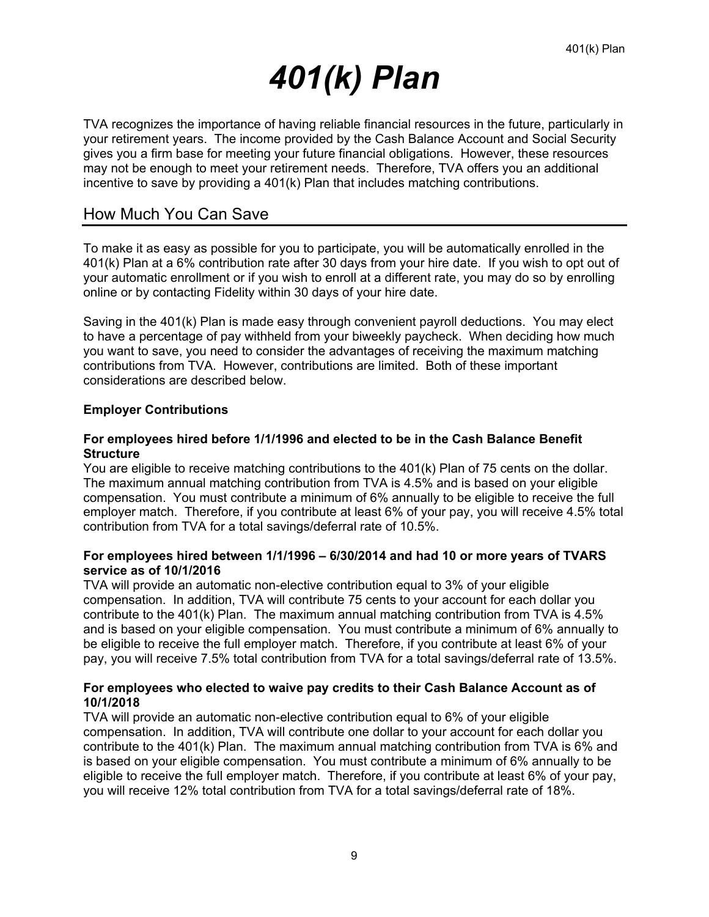# 401(k) Plan

TVA recognizes the importance of having reliable financial resources in the future, particularly in your retirement years. The income provided by the Cash Balance Account and Social Security gives you a firm base for meeting your future financial obligations. However, these resources may not be enough to meet your retirement needs. Therefore, TVA offers you an additional incentive to save by providing a 401(k) Plan that includes matching contributions.

## How Much You Can Save

To make it as easy as possible for you to participate, you will be automatically enrolled in the 401(k) Plan at a 6% contribution rate after 30 days from your hire date. If you wish to opt out of your automatic enrollment or if you wish to enroll at a different rate, you may do so by enrolling online or by contacting Fidelity within 30 days of your hire date.

Saving in the 401(k) Plan is made easy through convenient payroll deductions. You may elect to have a percentage of pay withheld from your biweekly paycheck. When deciding how much you want to save, you need to consider the advantages of receiving the maximum matching contributions from TVA. However, contributions are limited. Both of these important considerations are described below.

**Employer Contributions**

**For employees hired before 1/1/1996 and elected to be in the Cash Balance Benefit Structure**

You are eligible to receive matching contributions to the 401(k) Plan of 75 cents on the dollar. The maximum annual matching contribution from TVA is 4.5% and is based on your eligible compensation. You must contribute a minimum of 6% annually to be eligible to receive the full employer match. Therefore, if you contribute at least 6% of your pay, you will receive 4.5% total contribution from TVA for a total savings/deferral rate of 10.5%.

**For employees hired between 1/1/1996 – 6/30/2014 and had 10 or more years of TVARS service as of 10/1/2016**

TVA will provide an automatic non-elective contribution equal to 3% of your eligible compensation. In addition, TVA will contribute 75 cents to your account for each dollar you contribute to the 401(k) Plan. The maximum annual matching contribution from TVA is 4.5% and is based on your eligible compensation. You must contribute a minimum of 6% annually to be eligible to receive the full employer match. Therefore, if you contribute at least 6% of your pay, you will receive 7.5% total contribution from TVA for a total savings/deferral rate of 13.5%.

**For employees who elected to waive pay credits to their Cash Balance Account as of 10/1/2018**

TVA will provide an automatic non-elective contribution equal to 6% of your eligible compensation. In addition, TVA will contribute one dollar to your account for each dollar you contribute to the 401(k) Plan. The maximum annual matching contribution from TVA is 6% and is based on your eligible compensation. You must contribute a minimum of 6% annually to be eligible to receive the full employer match. Therefore, if you contribute at least 6% of your pay, you will receive 12% total contribution from TVA for a total savings/deferral rate of 18%.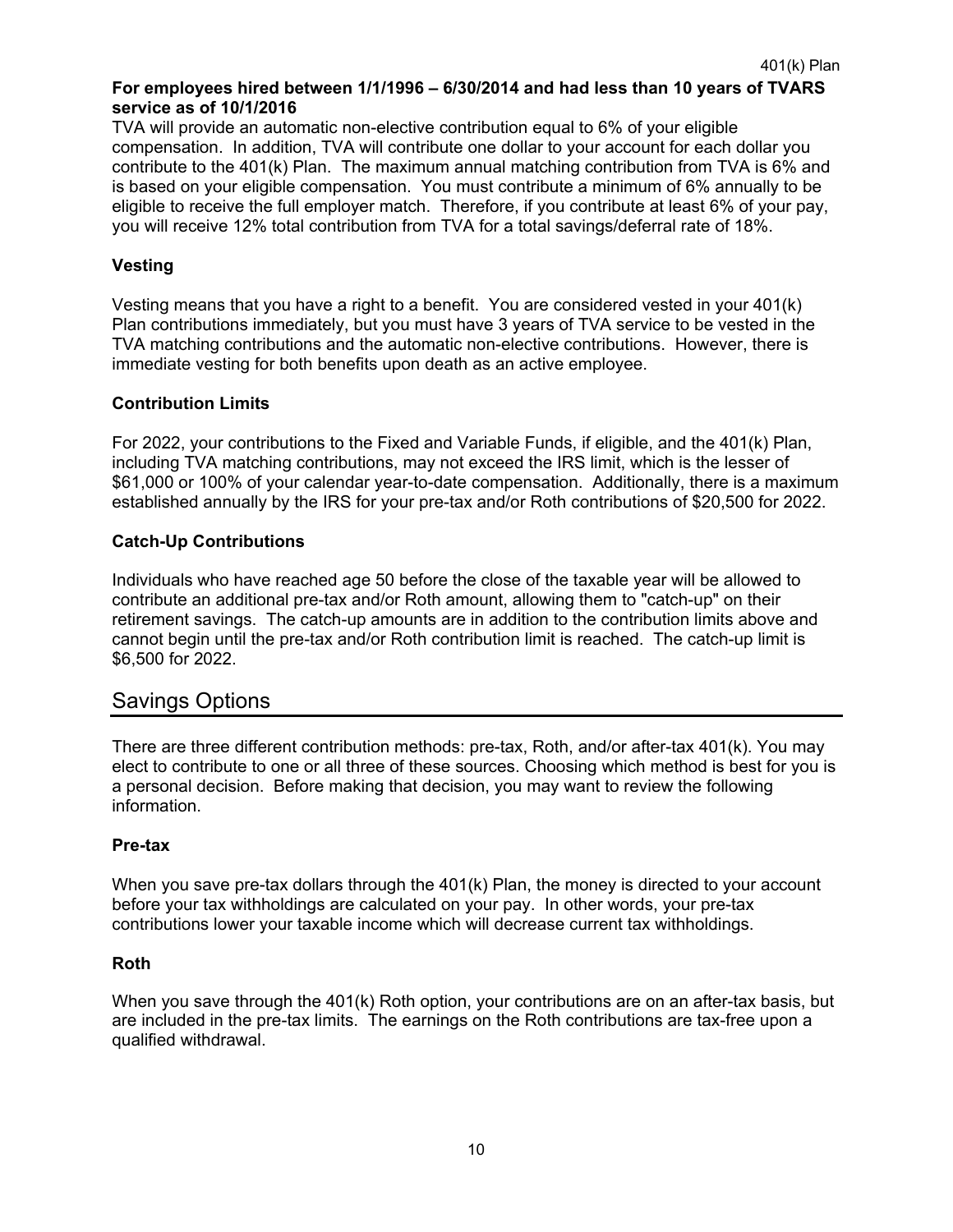**For employees hired between 1/1/1996 – 6/30/2014 and had less than 10 years of TVARS service as of 10/1/2016**

TVA will provide an automatic non-elective contribution equal to 6% of your eligible compensation. In addition, TVA will contribute one dollar to your account for each dollar you contribute to the 401(k) Plan. The maximum annual matching contribution from TVA is 6% and is based on your eligible compensation. You must contribute a minimum of 6% annually to be eligible to receive the full employer match. Therefore, if you contribute at least 6% of your pay, you will receive 12% total contribution from TVA for a total savings/deferral rate of 18%.

### Vesting

Vesting means that you have a right to a benefit. You are considered vested in your 401(k) Plan contributions immediately, but you must have 3 years of TVA service to be vested in the TVA matching contributions and the automatic non-elective contributions. However, there is immediate vesting for both benefits upon death as an active employee.

### Contribution Limits

For 2022, your contributions to the Fixed and Variable Funds, if eligible, and the 401(k) Plan, including TVA matching contributions, may not exceed the IRS limit, which is the lesser of $61,000 or 100% of your calendar year-to-date compensation. Additionally, there is a maximum established annually by the IRS for your pre-tax and/or Roth contributions of $20,500 for 2022.

### Catch-Up Contributions

Individuals who have reached age 50 before the close of the taxable year will be allowed to contribute an additional pre-tax and/or Roth amount, allowing them to "catch-up" on their retirement savings. The catch-up amounts are in addition to the contribution limits above and cannot begin until the pre-tax and/or Roth contribution limit is reached. The catch-up limit is $6,500 for 2022.

## Savings Options

There are three different contribution methods: pre-tax, Roth, and/or after-tax 401(k). You may elect to contribute to one or all three of these sources. Choosing which method is best for you is a personal decision. Before making that decision, you may want to review the following information.

### Pre-tax

When you save pre-tax dollars through the 401(k) Plan, the money is directed to your account before your tax withholdings are calculated on your pay. In other words, your pre-tax contributions lower your taxable income which will decrease current tax withholdings.

### Roth

When you save through the 401(k) Roth option, your contributions are on an after-tax basis, but are included in the pre-tax limits. The earnings on the Roth contributions are tax-free upon a qualified withdrawal.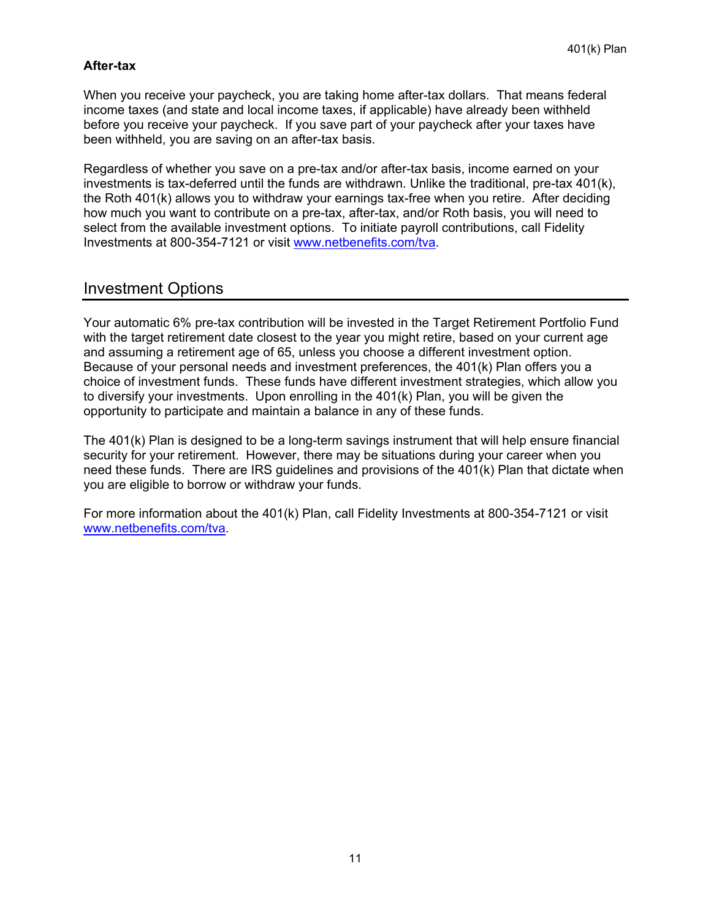### After-tax

When you receive your paycheck, you are taking home after-tax dollars. That means federal income taxes (and state and local income taxes, if applicable) have already been withheld before you receive your paycheck. If you save part of your paycheck after your taxes have been withheld, you are saving on an after-tax basis.

Regardless of whether you save on a pre-tax and/or after-tax basis, income earned on your investments is tax-deferred until the funds are withdrawn. Unlike the traditional, pre-tax 401(k), the Roth 401(k) allows you to withdraw your earnings tax-free when you retire. After deciding how much you want to contribute on a pre-tax, after-tax, and/or Roth basis, you will need to select from the available investment options. To initiate payroll contributions, call Fidelity Investments at 800-354-7121 or visit [www.netbenefits.com/tva](www.netbenefits.com/tva).

## Investment Options

Your automatic 6% pre-tax contribution will be invested in the Target Retirement Portfolio Fund with the target retirement date closest to the year you might retire, based on your current age and assuming a retirement age of 65, unless you choose a different investment option. Because of your personal needs and investment preferences, the 401(k) Plan offers you a choice of investment funds. These funds have different investment strategies, which allow you to diversify your investments. Upon enrolling in the 401(k) Plan, you will be given the opportunity to participate and maintain a balance in any of these funds.

The 401(k) Plan is designed to be a long-term savings instrument that will help ensure financial security for your retirement. However, there may be situations during your career when you need these funds. There are IRS guidelines and provisions of the 401(k) Plan that dictate when you are eligible to borrow or withdraw your funds.

For more information about the 401(k) Plan, call Fidelity Investments at 800-354-7121 or visit [www.netbenefits.com/tva](www.netbenefits.com/tva).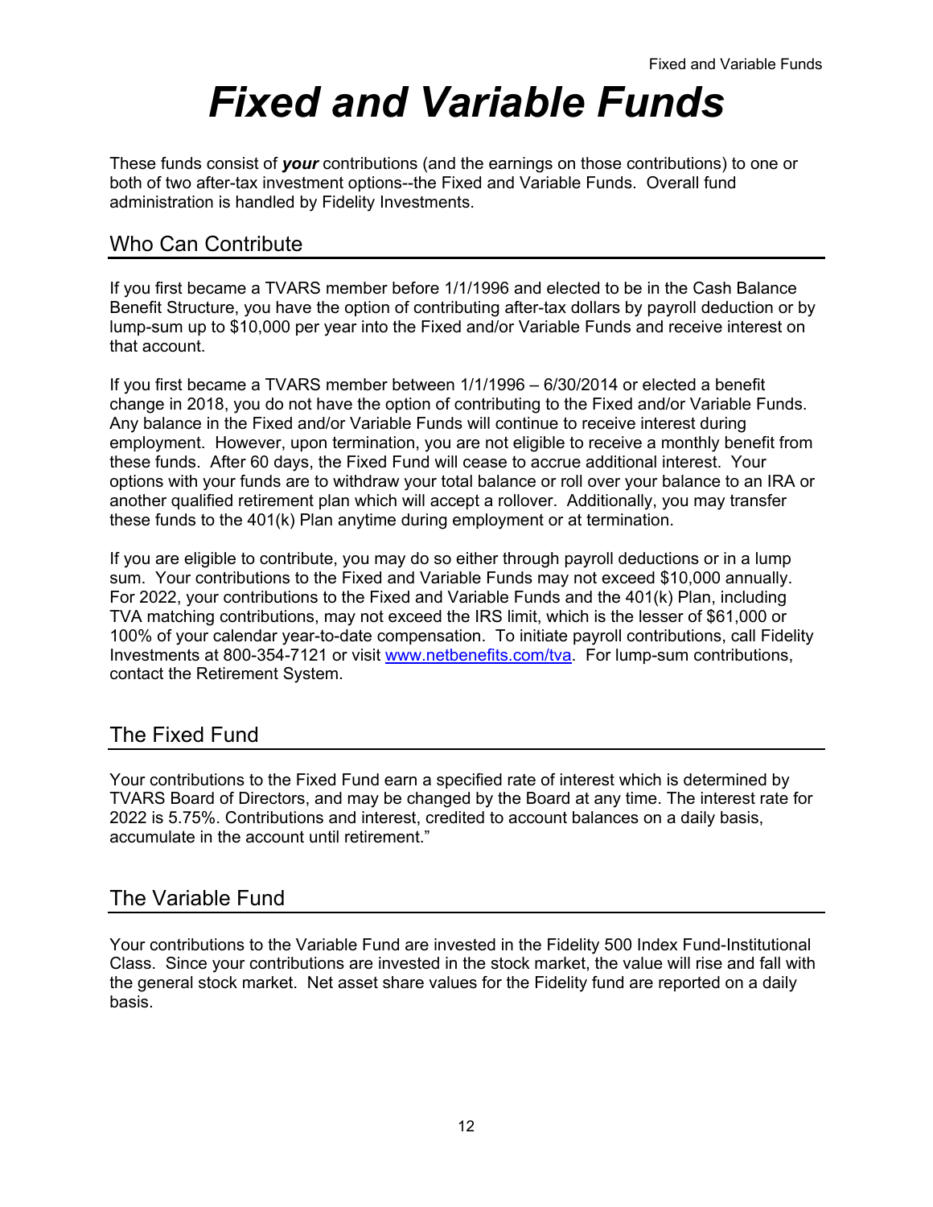# *Fixed and Variable Funds*

These funds consist of ***your*** contributions (and the earnings on those contributions) to one or both of two after-tax investment options--the Fixed and Variable Funds. Overall fund administration is handled by Fidelity Investments.

## Who Can Contribute

If you first became a TVARS member before 1/1/1996 and elected to be in the Cash Balance Benefit Structure, you have the option of contributing after-tax dollars by payroll deduction or by lump-sum up to $10,000 per year into the Fixed and/or Variable Funds and receive interest on that account.

If you first became a TVARS member between 1/1/1996 – 6/30/2014 or elected a benefit change in 2018, you do not have the option of contributing to the Fixed and/or Variable Funds. Any balance in the Fixed and/or Variable Funds will continue to receive interest during employment. However, upon termination, you are not eligible to receive a monthly benefit from these funds. After 60 days, the Fixed Fund will cease to accrue additional interest. Your options with your funds are to withdraw your total balance or roll over your balance to an IRA or another qualified retirement plan which will accept a rollover. Additionally, you may transfer these funds to the 401(k) Plan anytime during employment or at termination.

If you are eligible to contribute, you may do so either through payroll deductions or in a lump sum. Your contributions to the Fixed and Variable Funds may not exceed $10,000 annually. For 2022, your contributions to the Fixed and Variable Funds and the 401(k) Plan, including TVA matching contributions, may not exceed the IRS limit, which is the lesser of $61,000 or 100% of your calendar year-to-date compensation. To initiate payroll contributions, call Fidelity Investments at 800-354-7121 or visit [www.netbenefits.com/tva](http://www.netbenefits.com/tva). For lump-sum contributions, contact the Retirement System.

## The Fixed Fund

Your contributions to the Fixed Fund earn a specified rate of interest which is determined by TVARS Board of Directors, and may be changed by the Board at any time. The interest rate for 2022 is 5.75%. Contributions and interest, credited to account balances on a daily basis, accumulate in the account until retirement."

## The Variable Fund

Your contributions to the Variable Fund are invested in the Fidelity 500 Index Fund-Institutional Class. Since your contributions are invested in the stock market, the value will rise and fall with the general stock market. Net asset share values for the Fidelity fund are reported on a daily basis.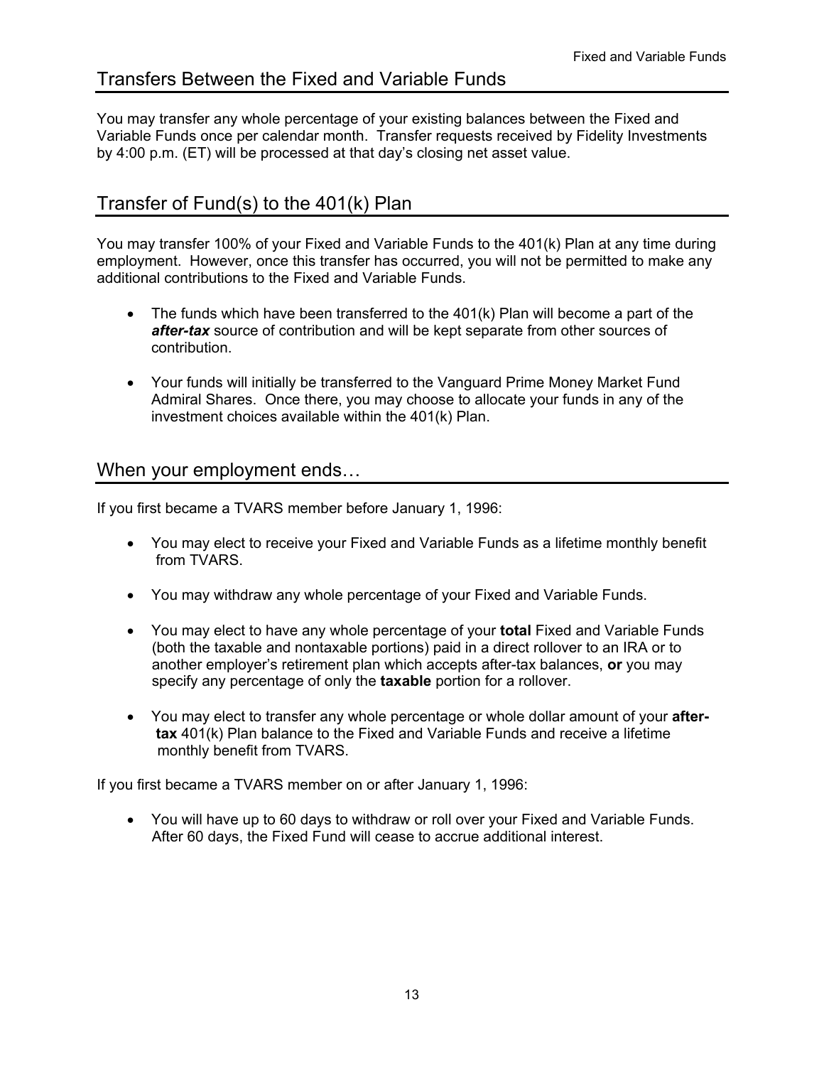## Transfers Between the Fixed and Variable Funds

You may transfer any whole percentage of your existing balances between the Fixed and Variable Funds once per calendar month. Transfer requests received by Fidelity Investments by 4:00 p.m. (ET) will be processed at that day's closing net asset value.

## Transfer of Fund(s) to the 401(k) Plan

You may transfer 100% of your Fixed and Variable Funds to the 401(k) Plan at any time during employment. However, once this transfer has occurred, you will not be permitted to make any additional contributions to the Fixed and Variable Funds.

- The funds which have been transferred to the 401(k) Plan will become a part of the ***after-tax*** source of contribution and will be kept separate from other sources of contribution.
- Your funds will initially be transferred to the Vanguard Prime Money Market Fund Admiral Shares. Once there, you may choose to allocate your funds in any of the investment choices available within the 401(k) Plan.

## When your employment ends…

If you first became a TVARS member before January 1, 1996:

- You may elect to receive your Fixed and Variable Funds as a lifetime monthly benefit from TVARS.
- You may withdraw any whole percentage of your Fixed and Variable Funds.
- You may elect to have any whole percentage of your **total** Fixed and Variable Funds (both the taxable and nontaxable portions) paid in a direct rollover to an IRA or to another employer's retirement plan which accepts after-tax balances, **or** you may specify any percentage of only the **taxable** portion for a rollover.
- You may elect to transfer any whole percentage or whole dollar amount of your **after-tax** 401(k) Plan balance to the Fixed and Variable Funds and receive a lifetime monthly benefit from TVARS.

If you first became a TVARS member on or after January 1, 1996:

- You will have up to 60 days to withdraw or roll over your Fixed and Variable Funds. After 60 days, the Fixed Fund will cease to accrue additional interest.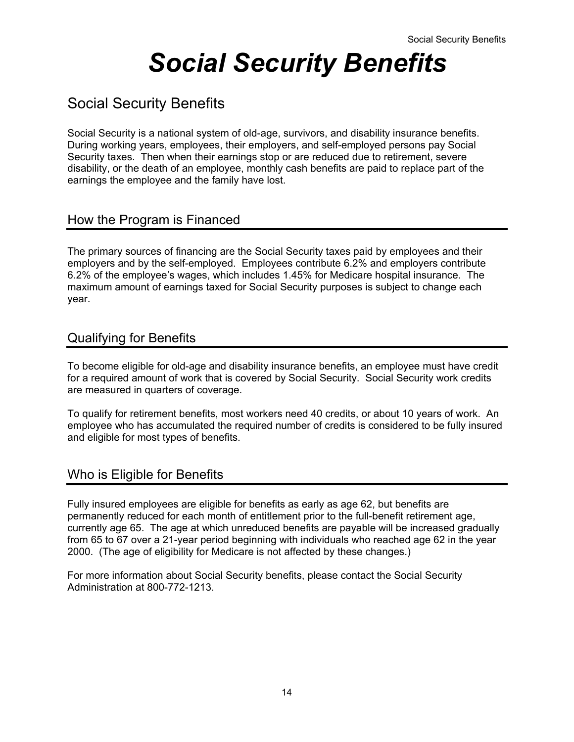# *Social Security Benefits*

## Social Security Benefits

Social Security is a national system of old-age, survivors, and disability insurance benefits. During working years, employees, their employers, and self-employed persons pay Social Security taxes. Then when their earnings stop or are reduced due to retirement, severe disability, or the death of an employee, monthly cash benefits are paid to replace part of the earnings the employee and the family have lost.

## How the Program is Financed

The primary sources of financing are the Social Security taxes paid by employees and their employers and by the self-employed. Employees contribute 6.2% and employers contribute 6.2% of the employee's wages, which includes 1.45% for Medicare hospital insurance. The maximum amount of earnings taxed for Social Security purposes is subject to change each year.

## Qualifying for Benefits

To become eligible for old-age and disability insurance benefits, an employee must have credit for a required amount of work that is covered by Social Security. Social Security work credits are measured in quarters of coverage.

To qualify for retirement benefits, most workers need 40 credits, or about 10 years of work. An employee who has accumulated the required number of credits is considered to be fully insured and eligible for most types of benefits.

## Who is Eligible for Benefits

Fully insured employees are eligible for benefits as early as age 62, but benefits are permanently reduced for each month of entitlement prior to the full-benefit retirement age, currently age 65. The age at which unreduced benefits are payable will be increased gradually from 65 to 67 over a 21-year period beginning with individuals who reached age 62 in the year 2000. (The age of eligibility for Medicare is not affected by these changes.)

For more information about Social Security benefits, please contact the Social Security Administration at 800-772-1213.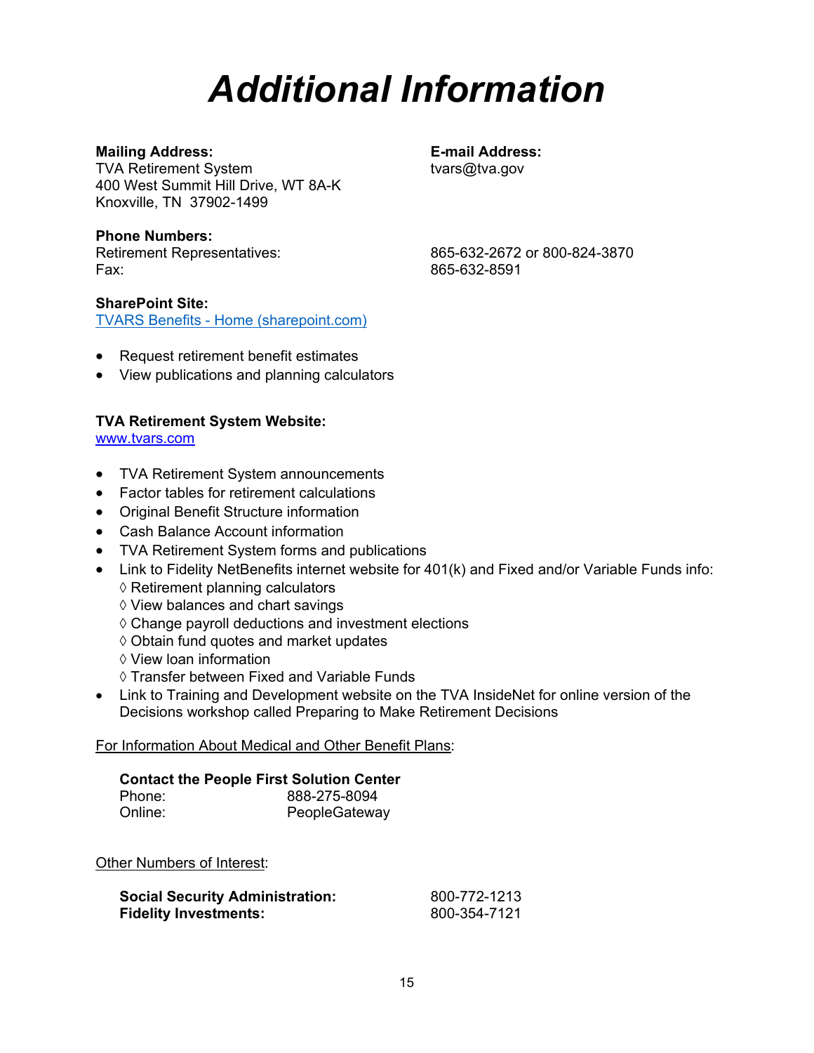# *Additional Information*

**Mailing Address:**
TVA Retirement System
400 West Summit Hill Drive, WT 8A-K
Knoxville, TN 37902-1499

**E-mail Address:**
tvars@tva.gov

**Phone Numbers:**

| | |
|---|---|
| Retirement Representatives: | 865-632-2672 or 800-824-3870 |
| Fax: | 865-632-8591 |

**SharePoint Site:**
[TVARS Benefits - Home (sharepoint.com)](sharepoint.com)

- Request retirement benefit estimates
- View publications and planning calculators

**TVA Retirement System Website:**
[www.tvars.com](http://www.tvars.com)

- TVA Retirement System announcements
- Factor tables for retirement calculations
- Original Benefit Structure information
- Cash Balance Account information
- TVA Retirement System forms and publications
- Link to Fidelity NetBenefits internet website for 401(k) and Fixed and/or Variable Funds info:
  - ◊ Retirement planning calculators
  - ◊ View balances and chart savings
  - ◊ Change payroll deductions and investment elections
  - ◊ Obtain fund quotes and market updates
  - ◊ View loan information
  - ◊ Transfer between Fixed and Variable Funds
- Link to Training and Development website on the TVA InsideNet for online version of the Decisions workshop called Preparing to Make Retirement Decisions

<u>For Information About Medical and Other Benefit Plans</u>:

**Contact the People First Solution Center**

| | |
|---|---|
| Phone: | 888-275-8094 |
| Online: | PeopleGateway |

<u>Other Numbers of Interest</u>:

| | |
|---|---|
| **Social Security Administration:** | 800-772-1213 |
| **Fidelity Investments:** | 800-354-7121 |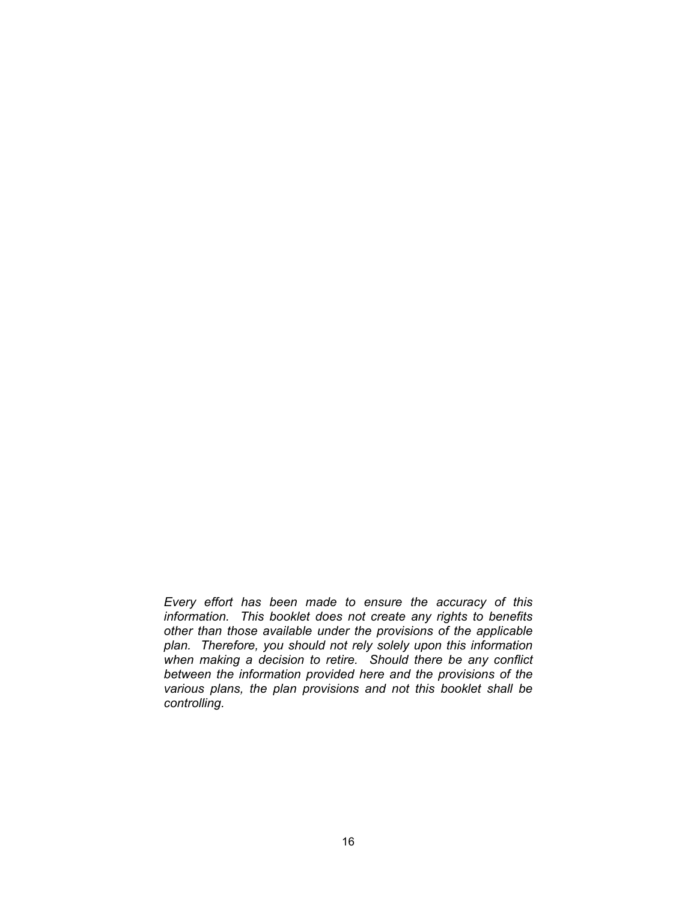*Every effort has been made to ensure the accuracy of this information. This booklet does not create any rights to benefits other than those available under the provisions of the applicable plan. Therefore, you should not rely solely upon this information when making a decision to retire. Should there be any conflict between the information provided here and the provisions of the various plans, the plan provisions and not this booklet shall be controlling.*